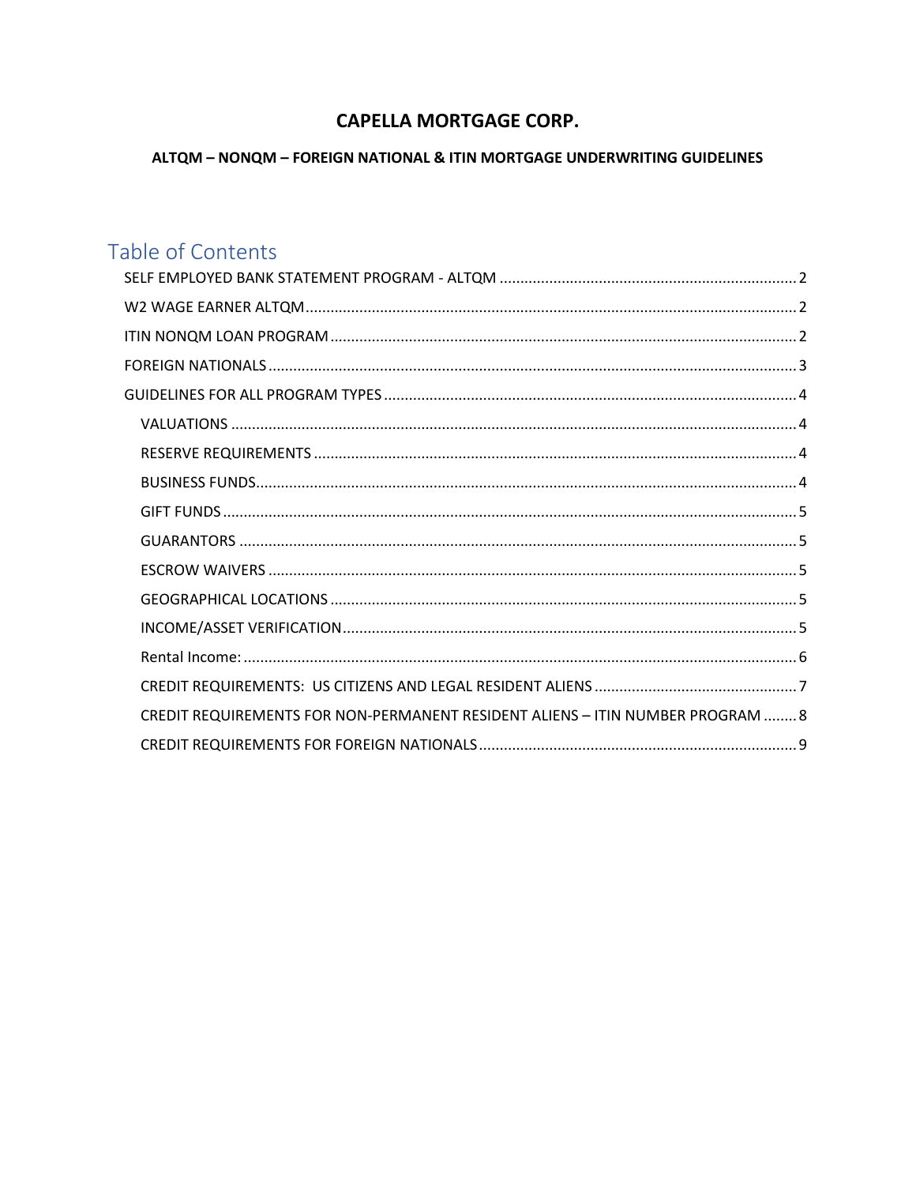# CAPELLA MORTGAGE CORP.

## ALTQM – NONQM – FOREIGN NATIONAL & ITIN MORTGAGE UNDERWRITING GUIDELINES

## Table of Contents

- SELF EMPLOYED BANK STATEMENT PROGRAM - ALTQM ........ 2
- W2 WAGE EARNER ALTQM ........ 2
- ITIN NONQM LOAN PROGRAM ........ 2
- FOREIGN NATIONALS ........ 3
- GUIDELINES FOR ALL PROGRAM TYPES ........ 4
  - VALUATIONS ........ 4
  - RESERVE REQUIREMENTS ........ 4
  - BUSINESS FUNDS ........ 4
  - GIFT FUNDS ........ 5
  - GUARANTORS ........ 5
  - ESCROW WAIVERS ........ 5
  - GEOGRAPHICAL LOCATIONS ........ 5
  - INCOME/ASSET VERIFICATION ........ 5
  - Rental Income: ........ 6
  - CREDIT REQUIREMENTS: US CITIZENS AND LEGAL RESIDENT ALIENS ........ 7
  - CREDIT REQUIREMENTS FOR NON-PERMANENT RESIDENT ALIENS – ITIN NUMBER PROGRAM ........ 8
  - CREDIT REQUIREMENTS FOR FOREIGN NATIONALS ........ 9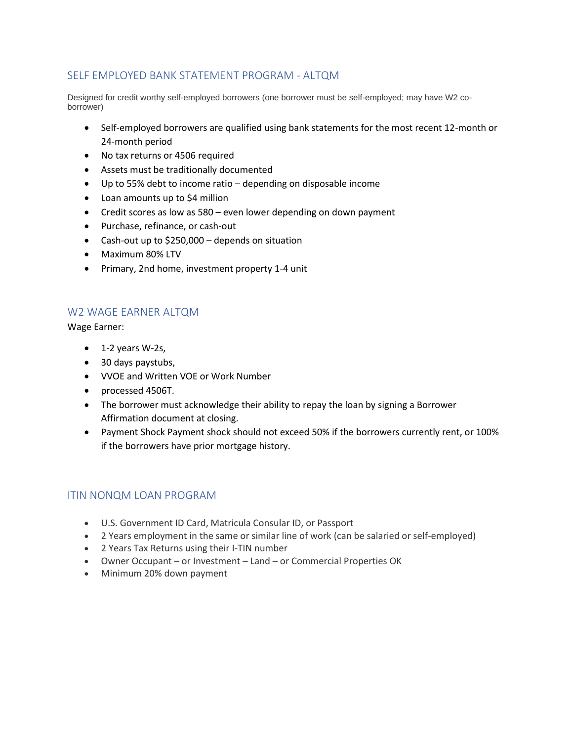## SELF EMPLOYED BANK STATEMENT PROGRAM - ALTQM

Designed for credit worthy self-employed borrowers (one borrower must be self-employed; may have W2 co-borrower)

- Self-employed borrowers are qualified using bank statements for the most recent 12-month or 24-month period
- No tax returns or 4506 required
- Assets must be traditionally documented
- Up to 55% debt to income ratio – depending on disposable income
- Loan amounts up to $4 million
- Credit scores as low as 580 – even lower depending on down payment
- Purchase, refinance, or cash-out
- Cash-out up to $250,000 – depends on situation
- Maximum 80% LTV
- Primary, 2nd home, investment property 1-4 unit

## W2 WAGE EARNER ALTQM

Wage Earner:

- 1-2 years W-2s,
- 30 days paystubs,
- VVOE and Written VOE or Work Number
- processed 4506T.
- The borrower must acknowledge their ability to repay the loan by signing a Borrower Affirmation document at closing.
- Payment Shock Payment shock should not exceed 50% if the borrowers currently rent, or 100% if the borrowers have prior mortgage history.

## ITIN NONQM LOAN PROGRAM

- U.S. Government ID Card, Matricula Consular ID, or Passport
- 2 Years employment in the same or similar line of work (can be salaried or self-employed)
- 2 Years Tax Returns using their I-TIN number
- Owner Occupant – or Investment – Land – or Commercial Properties OK
- Minimum 20% down payment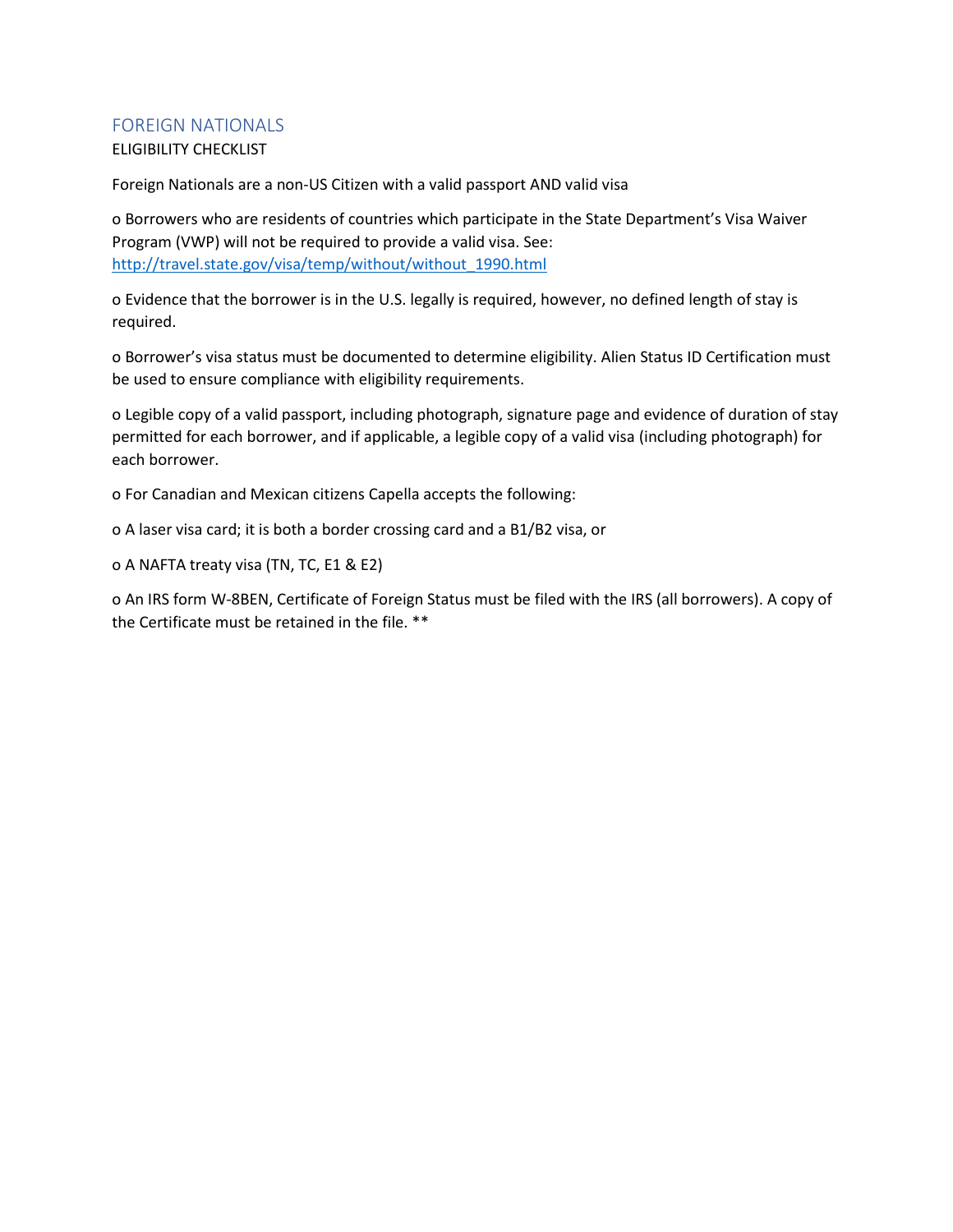## FOREIGN NATIONALS

ELIGIBILITY CHECKLIST

Foreign Nationals are a non-US Citizen with a valid passport AND valid visa

o Borrowers who are residents of countries which participate in the State Department's Visa Waiver Program (VWP) will not be required to provide a valid visa. See: [http://travel.state.gov/visa/temp/without/without_1990.html](http://travel.state.gov/visa/temp/without/without_1990.html)

o Evidence that the borrower is in the U.S. legally is required, however, no defined length of stay is required.

o Borrower's visa status must be documented to determine eligibility. Alien Status ID Certification must be used to ensure compliance with eligibility requirements.

o Legible copy of a valid passport, including photograph, signature page and evidence of duration of stay permitted for each borrower, and if applicable, a legible copy of a valid visa (including photograph) for each borrower.

o For Canadian and Mexican citizens Capella accepts the following:

o A laser visa card; it is both a border crossing card and a B1/B2 visa, or

o A NAFTA treaty visa (TN, TC, E1 & E2)

o An IRS form W-8BEN, Certificate of Foreign Status must be filed with the IRS (all borrowers). A copy of the Certificate must be retained in the file. **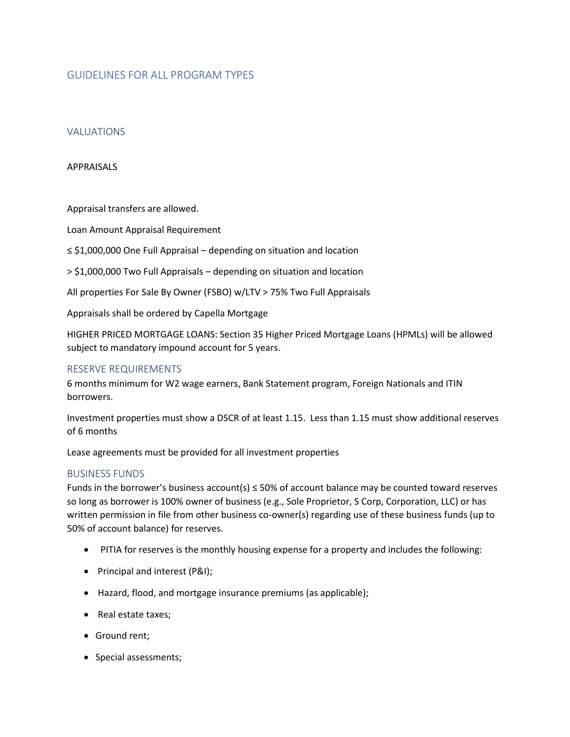# GUIDELINES FOR ALL PROGRAM TYPES

## VALUATIONS

APPRAISALS

Appraisal transfers are allowed.

Loan Amount Appraisal Requirement

≤ $1,000,000 One Full Appraisal – depending on situation and location

> $1,000,000 Two Full Appraisals – depending on situation and location

All properties For Sale By Owner (FSBO) w/LTV > 75% Two Full Appraisals

Appraisals shall be ordered by Capella Mortgage

HIGHER PRICED MORTGAGE LOANS: Section 35 Higher Priced Mortgage Loans (HPMLs) will be allowed subject to mandatory impound account for 5 years.

## RESERVE REQUIREMENTS

6 months minimum for W2 wage earners, Bank Statement program, Foreign Nationals and ITIN borrowers.

Investment properties must show a DSCR of at least 1.15. Less than 1.15 must show additional reserves of 6 months

Lease agreements must be provided for all investment properties

## BUSINESS FUNDS

Funds in the borrower's business account(s) ≤ 50% of account balance may be counted toward reserves so long as borrower is 100% owner of business (e.g., Sole Proprietor, S Corp, Corporation, LLC) or has written permission in file from other business co-owner(s) regarding use of these business funds (up to 50% of account balance) for reserves.

- PITIA for reserves is the monthly housing expense for a property and includes the following:
- Principal and interest (P&I);
- Hazard, flood, and mortgage insurance premiums (as applicable);
- Real estate taxes;
- Ground rent;
- Special assessments;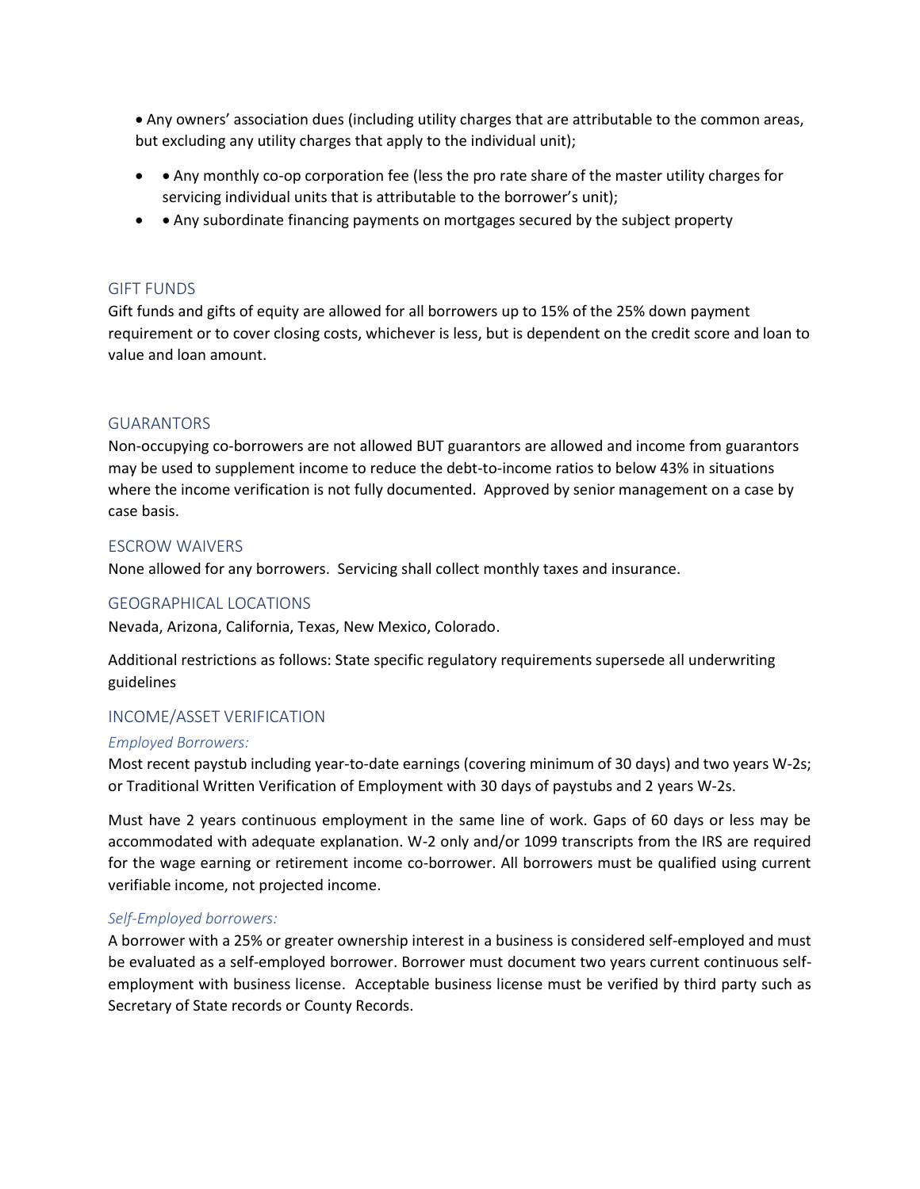• Any owners' association dues (including utility charges that are attributable to the common areas, but excluding any utility charges that apply to the individual unit);

- • Any monthly co-op corporation fee (less the pro rate share of the master utility charges for servicing individual units that is attributable to the borrower's unit);
- • Any subordinate financing payments on mortgages secured by the subject property

## GIFT FUNDS

Gift funds and gifts of equity are allowed for all borrowers up to 15% of the 25% down payment requirement or to cover closing costs, whichever is less, but is dependent on the credit score and loan to value and loan amount.

## GUARANTORS

Non-occupying co-borrowers are not allowed BUT guarantors are allowed and income from guarantors may be used to supplement income to reduce the debt-to-income ratios to below 43% in situations where the income verification is not fully documented. Approved by senior management on a case by case basis.

## ESCROW WAIVERS

None allowed for any borrowers. Servicing shall collect monthly taxes and insurance.

## GEOGRAPHICAL LOCATIONS

Nevada, Arizona, California, Texas, New Mexico, Colorado.

Additional restrictions as follows: State specific regulatory requirements supersede all underwriting guidelines

## INCOME/ASSET VERIFICATION

### *Employed Borrowers:*

Most recent paystub including year-to-date earnings (covering minimum of 30 days) and two years W-2s; or Traditional Written Verification of Employment with 30 days of paystubs and 2 years W-2s.

Must have 2 years continuous employment in the same line of work. Gaps of 60 days or less may be accommodated with adequate explanation. W-2 only and/or 1099 transcripts from the IRS are required for the wage earning or retirement income co-borrower. All borrowers must be qualified using current verifiable income, not projected income.

### *Self-Employed borrowers:*

A borrower with a 25% or greater ownership interest in a business is considered self-employed and must be evaluated as a self-employed borrower. Borrower must document two years current continuous self-employment with business license. Acceptable business license must be verified by third party such as Secretary of State records or County Records.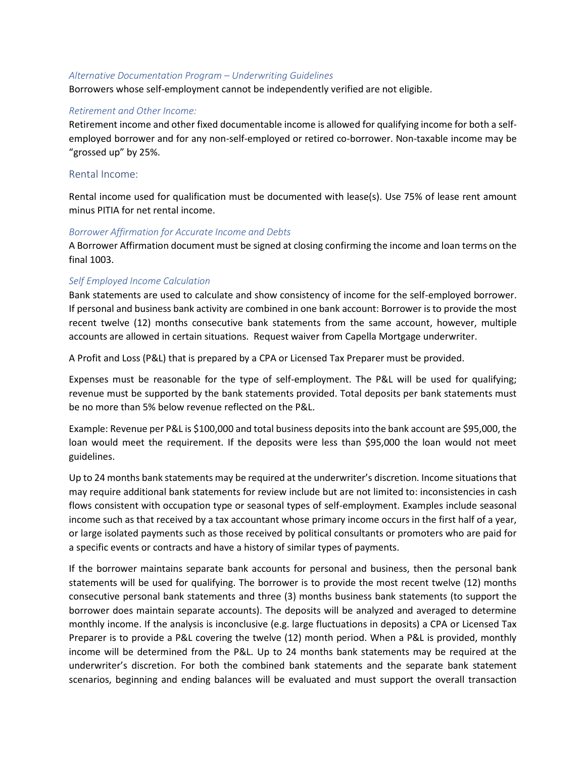### *Alternative Documentation Program – Underwriting Guidelines*

Borrowers whose self-employment cannot be independently verified are not eligible.

### *Retirement and Other Income:*

Retirement income and other fixed documentable income is allowed for qualifying income for both a self-employed borrower and for any non-self-employed or retired co-borrower. Non-taxable income may be "grossed up" by 25%.

## Rental Income:

Rental income used for qualification must be documented with lease(s). Use 75% of lease rent amount minus PITIA for net rental income.

### *Borrower Affirmation for Accurate Income and Debts*

A Borrower Affirmation document must be signed at closing confirming the income and loan terms on the final 1003.

### *Self Employed Income Calculation*

Bank statements are used to calculate and show consistency of income for the self-employed borrower. If personal and business bank activity are combined in one bank account: Borrower is to provide the most recent twelve (12) months consecutive bank statements from the same account, however, multiple accounts are allowed in certain situations. Request waiver from Capella Mortgage underwriter.

A Profit and Loss (P&L) that is prepared by a CPA or Licensed Tax Preparer must be provided.

Expenses must be reasonable for the type of self-employment. The P&L will be used for qualifying; revenue must be supported by the bank statements provided. Total deposits per bank statements must be no more than 5% below revenue reflected on the P&L.

Example: Revenue per P&L is $100,000 and total business deposits into the bank account are $95,000, the loan would meet the requirement. If the deposits were less than $95,000 the loan would not meet guidelines.

Up to 24 months bank statements may be required at the underwriter's discretion. Income situations that may require additional bank statements for review include but are not limited to: inconsistencies in cash flows consistent with occupation type or seasonal types of self-employment. Examples include seasonal income such as that received by a tax accountant whose primary income occurs in the first half of a year, or large isolated payments such as those received by political consultants or promoters who are paid for a specific events or contracts and have a history of similar types of payments.

If the borrower maintains separate bank accounts for personal and business, then the personal bank statements will be used for qualifying. The borrower is to provide the most recent twelve (12) months consecutive personal bank statements and three (3) months business bank statements (to support the borrower does maintain separate accounts). The deposits will be analyzed and averaged to determine monthly income. If the analysis is inconclusive (e.g. large fluctuations in deposits) a CPA or Licensed Tax Preparer is to provide a P&L covering the twelve (12) month period. When a P&L is provided, monthly income will be determined from the P&L. Up to 24 months bank statements may be required at the underwriter's discretion. For both the combined bank statements and the separate bank statement scenarios, beginning and ending balances will be evaluated and must support the overall transaction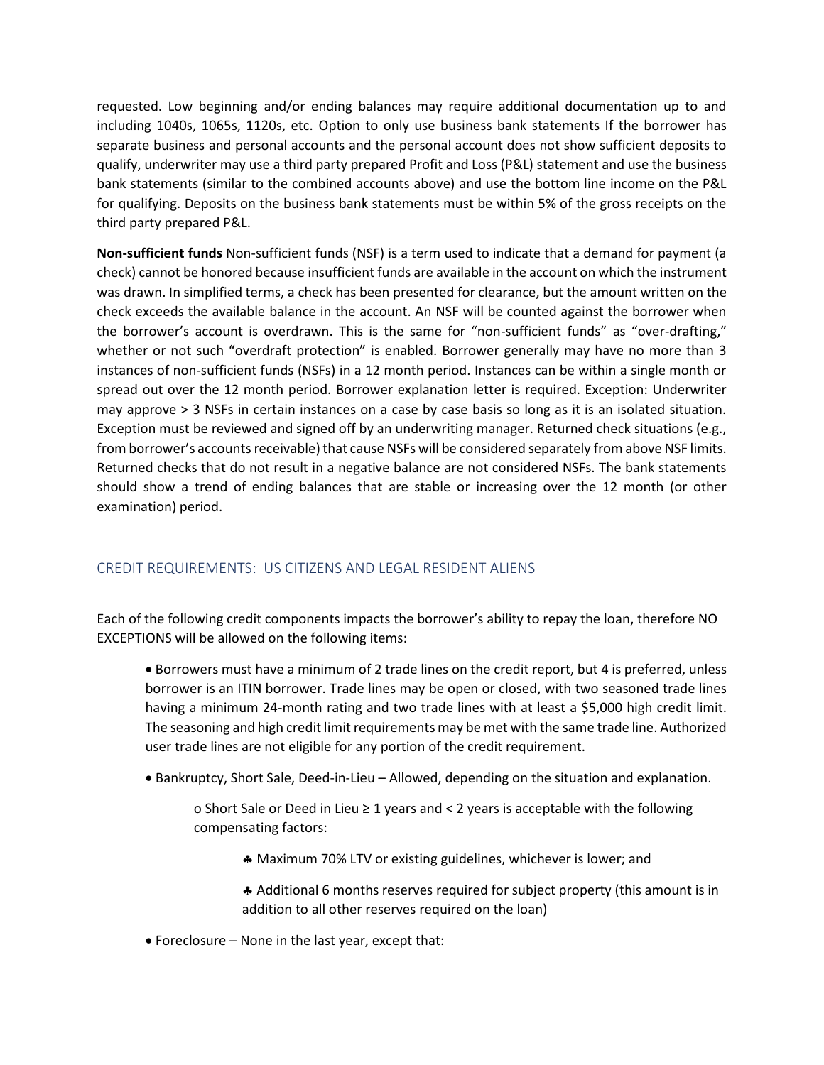requested. Low beginning and/or ending balances may require additional documentation up to and including 1040s, 1065s, 1120s, etc. Option to only use business bank statements If the borrower has separate business and personal accounts and the personal account does not show sufficient deposits to qualify, underwriter may use a third party prepared Profit and Loss (P&L) statement and use the business bank statements (similar to the combined accounts above) and use the bottom line income on the P&L for qualifying. Deposits on the business bank statements must be within 5% of the gross receipts on the third party prepared P&L.

**Non-sufficient funds** Non-sufficient funds (NSF) is a term used to indicate that a demand for payment (a check) cannot be honored because insufficient funds are available in the account on which the instrument was drawn. In simplified terms, a check has been presented for clearance, but the amount written on the check exceeds the available balance in the account. An NSF will be counted against the borrower when the borrower's account is overdrawn. This is the same for "non-sufficient funds" as "over-drafting," whether or not such "overdraft protection" is enabled. Borrower generally may have no more than 3 instances of non-sufficient funds (NSFs) in a 12 month period. Instances can be within a single month or spread out over the 12 month period. Borrower explanation letter is required. Exception: Underwriter may approve > 3 NSFs in certain instances on a case by case basis so long as it is an isolated situation. Exception must be reviewed and signed off by an underwriting manager. Returned check situations (e.g., from borrower's accounts receivable) that cause NSFs will be considered separately from above NSF limits. Returned checks that do not result in a negative balance are not considered NSFs. The bank statements should show a trend of ending balances that are stable or increasing over the 12 month (or other examination) period.

## CREDIT REQUIREMENTS: US CITIZENS AND LEGAL RESIDENT ALIENS

Each of the following credit components impacts the borrower's ability to repay the loan, therefore NO EXCEPTIONS will be allowed on the following items:

- Borrowers must have a minimum of 2 trade lines on the credit report, but 4 is preferred, unless borrower is an ITIN borrower. Trade lines may be open or closed, with two seasoned trade lines having a minimum 24-month rating and two trade lines with at least a $5,000 high credit limit. The seasoning and high credit limit requirements may be met with the same trade line. Authorized user trade lines are not eligible for any portion of the credit requirement.
- Bankruptcy, Short Sale, Deed-in-Lieu – Allowed, depending on the situation and explanation.
  - Short Sale or Deed in Lieu ≥ 1 years and < 2 years is acceptable with the following compensating factors:
    - Maximum 70% LTV or existing guidelines, whichever is lower; and
    - Additional 6 months reserves required for subject property (this amount is in addition to all other reserves required on the loan)
- Foreclosure – None in the last year, except that: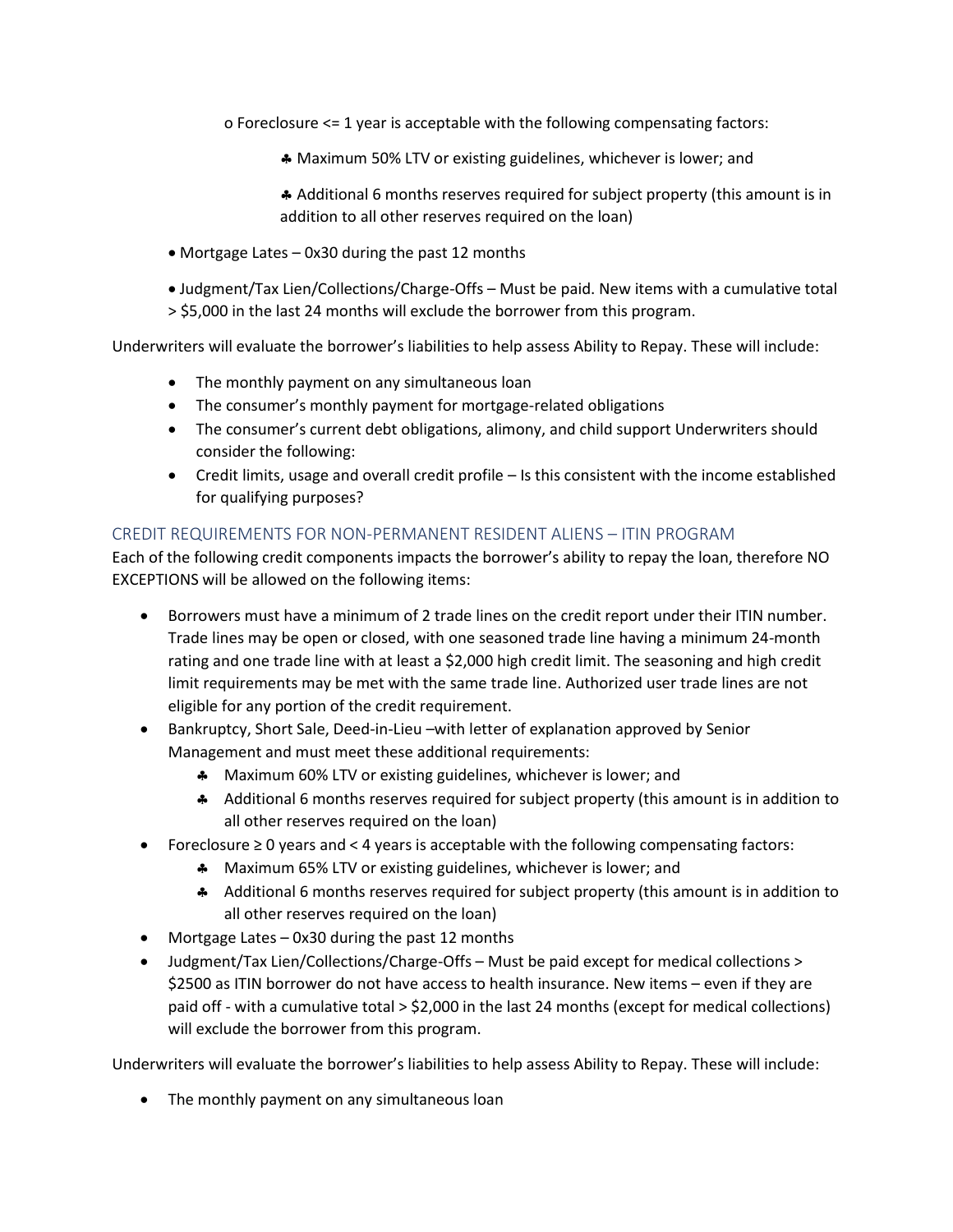- o Foreclosure <= 1 year is acceptable with the following compensating factors:
  - ♣ Maximum 50% LTV or existing guidelines, whichever is lower; and
  - ♣ Additional 6 months reserves required for subject property (this amount is in addition to all other reserves required on the loan)
- Mortgage Lates – 0x30 during the past 12 months
- Judgment/Tax Lien/Collections/Charge-Offs – Must be paid. New items with a cumulative total > $5,000 in the last 24 months will exclude the borrower from this program.

Underwriters will evaluate the borrower's liabilities to help assess Ability to Repay. These will include:

- The monthly payment on any simultaneous loan
- The consumer's monthly payment for mortgage-related obligations
- The consumer's current debt obligations, alimony, and child support Underwriters should consider the following:
- Credit limits, usage and overall credit profile – Is this consistent with the income established for qualifying purposes?

## CREDIT REQUIREMENTS FOR NON-PERMANENT RESIDENT ALIENS – ITIN PROGRAM

Each of the following credit components impacts the borrower's ability to repay the loan, therefore NO EXCEPTIONS will be allowed on the following items:

- Borrowers must have a minimum of 2 trade lines on the credit report under their ITIN number. Trade lines may be open or closed, with one seasoned trade line having a minimum 24-month rating and one trade line with at least a $2,000 high credit limit. The seasoning and high credit limit requirements may be met with the same trade line. Authorized user trade lines are not eligible for any portion of the credit requirement.
- Bankruptcy, Short Sale, Deed-in-Lieu –with letter of explanation approved by Senior Management and must meet these additional requirements:
  - ♣ Maximum 60% LTV or existing guidelines, whichever is lower; and
  - ♣ Additional 6 months reserves required for subject property (this amount is in addition to all other reserves required on the loan)
- Foreclosure ≥ 0 years and < 4 years is acceptable with the following compensating factors:
  - ♣ Maximum 65% LTV or existing guidelines, whichever is lower; and
  - ♣ Additional 6 months reserves required for subject property (this amount is in addition to all other reserves required on the loan)
- Mortgage Lates – 0x30 during the past 12 months
- Judgment/Tax Lien/Collections/Charge-Offs – Must be paid except for medical collections > $2500 as ITIN borrower do not have access to health insurance. New items – even if they are paid off - with a cumulative total > $2,000 in the last 24 months (except for medical collections) will exclude the borrower from this program.

Underwriters will evaluate the borrower's liabilities to help assess Ability to Repay. These will include:

- The monthly payment on any simultaneous loan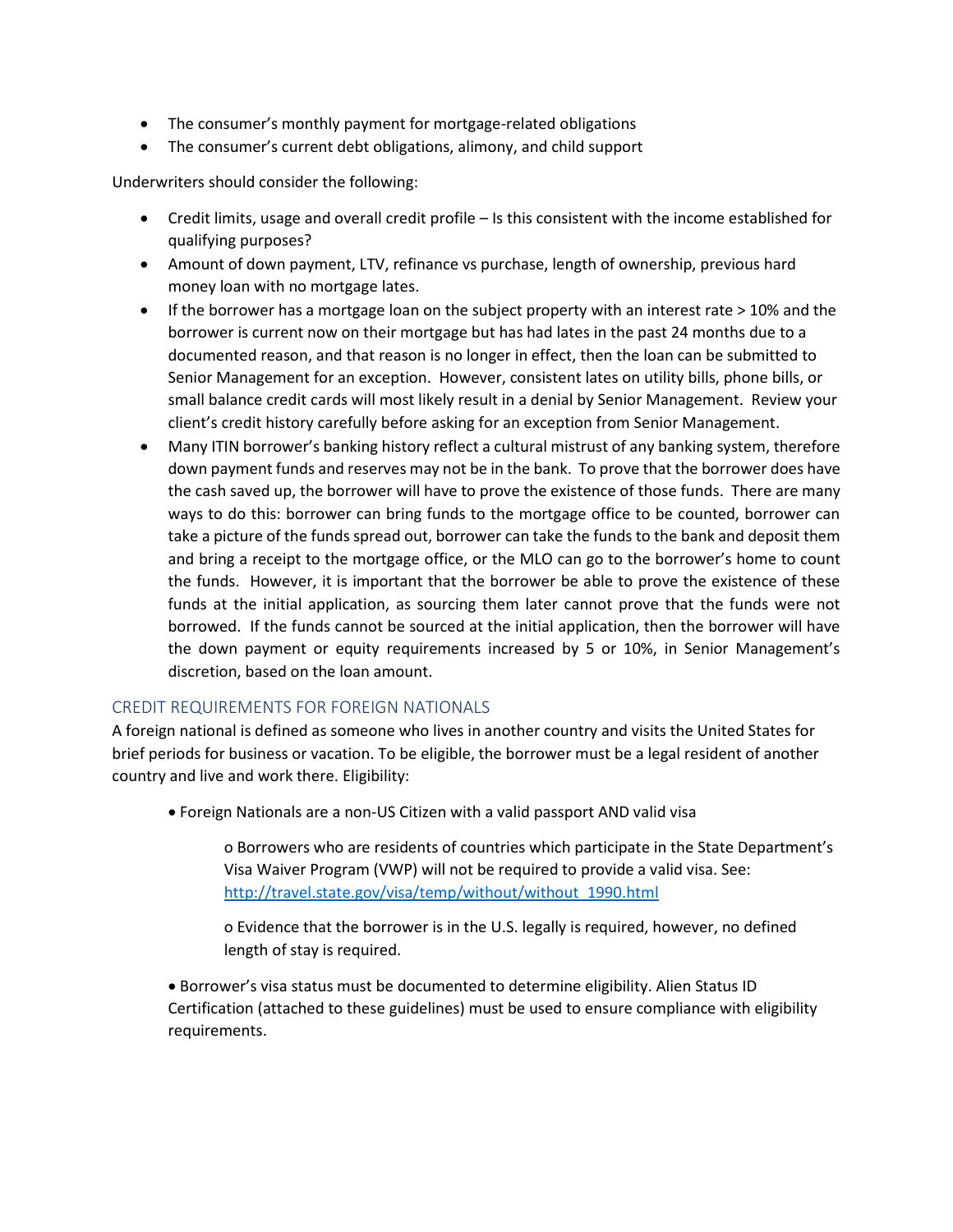- The consumer's monthly payment for mortgage-related obligations
- The consumer's current debt obligations, alimony, and child support

Underwriters should consider the following:

- Credit limits, usage and overall credit profile – Is this consistent with the income established for qualifying purposes?
- Amount of down payment, LTV, refinance vs purchase, length of ownership, previous hard money loan with no mortgage lates.
- If the borrower has a mortgage loan on the subject property with an interest rate > 10% and the borrower is current now on their mortgage but has had lates in the past 24 months due to a documented reason, and that reason is no longer in effect, then the loan can be submitted to Senior Management for an exception. However, consistent lates on utility bills, phone bills, or small balance credit cards will most likely result in a denial by Senior Management. Review your client's credit history carefully before asking for an exception from Senior Management.
- Many ITIN borrower's banking history reflect a cultural mistrust of any banking system, therefore down payment funds and reserves may not be in the bank. To prove that the borrower does have the cash saved up, the borrower will have to prove the existence of those funds. There are many ways to do this: borrower can bring funds to the mortgage office to be counted, borrower can take a picture of the funds spread out, borrower can take the funds to the bank and deposit them and bring a receipt to the mortgage office, or the MLO can go to the borrower's home to count the funds. However, it is important that the borrower be able to prove the existence of these funds at the initial application, as sourcing them later cannot prove that the funds were not borrowed. If the funds cannot be sourced at the initial application, then the borrower will have the down payment or equity requirements increased by 5 or 10%, in Senior Management's discretion, based on the loan amount.

## CREDIT REQUIREMENTS FOR FOREIGN NATIONALS

A foreign national is defined as someone who lives in another country and visits the United States for brief periods for business or vacation. To be eligible, the borrower must be a legal resident of another country and live and work there. Eligibility:

- Foreign Nationals are a non-US Citizen with a valid passport AND valid visa
  - Borrowers who are residents of countries which participate in the State Department's Visa Waiver Program (VWP) will not be required to provide a valid visa. See: http://travel.state.gov/visa/temp/without/without_1990.html
  - Evidence that the borrower is in the U.S. legally is required, however, no defined length of stay is required.
- Borrower's visa status must be documented to determine eligibility. Alien Status ID Certification (attached to these guidelines) must be used to ensure compliance with eligibility requirements.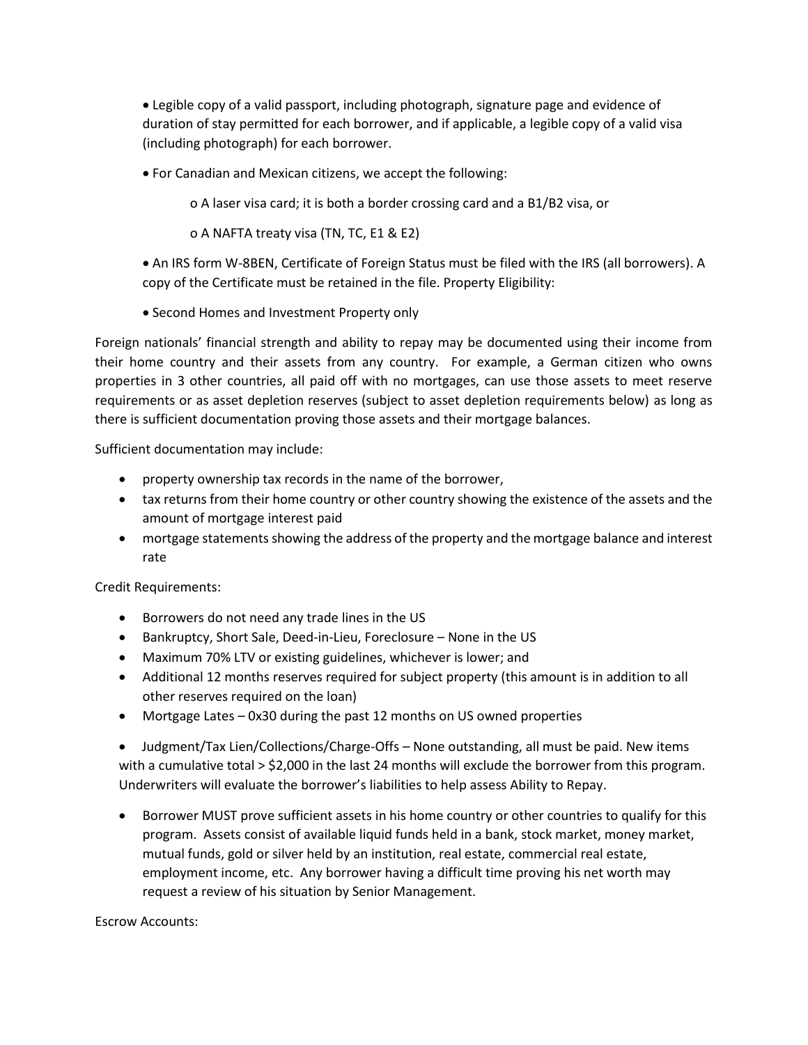- Legible copy of a valid passport, including photograph, signature page and evidence of duration of stay permitted for each borrower, and if applicable, a legible copy of a valid visa (including photograph) for each borrower.
- For Canadian and Mexican citizens, we accept the following:
  - A laser visa card; it is both a border crossing card and a B1/B2 visa, or
  - A NAFTA treaty visa (TN, TC, E1 & E2)
- An IRS form W-8BEN, Certificate of Foreign Status must be filed with the IRS (all borrowers). A copy of the Certificate must be retained in the file. Property Eligibility:
- Second Homes and Investment Property only

Foreign nationals' financial strength and ability to repay may be documented using their income from their home country and their assets from any country. For example, a German citizen who owns properties in 3 other countries, all paid off with no mortgages, can use those assets to meet reserve requirements or as asset depletion reserves (subject to asset depletion requirements below) as long as there is sufficient documentation proving those assets and their mortgage balances.

Sufficient documentation may include:

- property ownership tax records in the name of the borrower,
- tax returns from their home country or other country showing the existence of the assets and the amount of mortgage interest paid
- mortgage statements showing the address of the property and the mortgage balance and interest rate

Credit Requirements:

- Borrowers do not need any trade lines in the US
- Bankruptcy, Short Sale, Deed-in-Lieu, Foreclosure – None in the US
- Maximum 70% LTV or existing guidelines, whichever is lower; and
- Additional 12 months reserves required for subject property (this amount is in addition to all other reserves required on the loan)
- Mortgage Lates – 0x30 during the past 12 months on US owned properties
- Judgment/Tax Lien/Collections/Charge-Offs – None outstanding, all must be paid. New items with a cumulative total > $2,000 in the last 24 months will exclude the borrower from this program. Underwriters will evaluate the borrower's liabilities to help assess Ability to Repay.
- Borrower MUST prove sufficient assets in his home country or other countries to qualify for this program. Assets consist of available liquid funds held in a bank, stock market, money market, mutual funds, gold or silver held by an institution, real estate, commercial real estate, employment income, etc. Any borrower having a difficult time proving his net worth may request a review of his situation by Senior Management.

Escrow Accounts: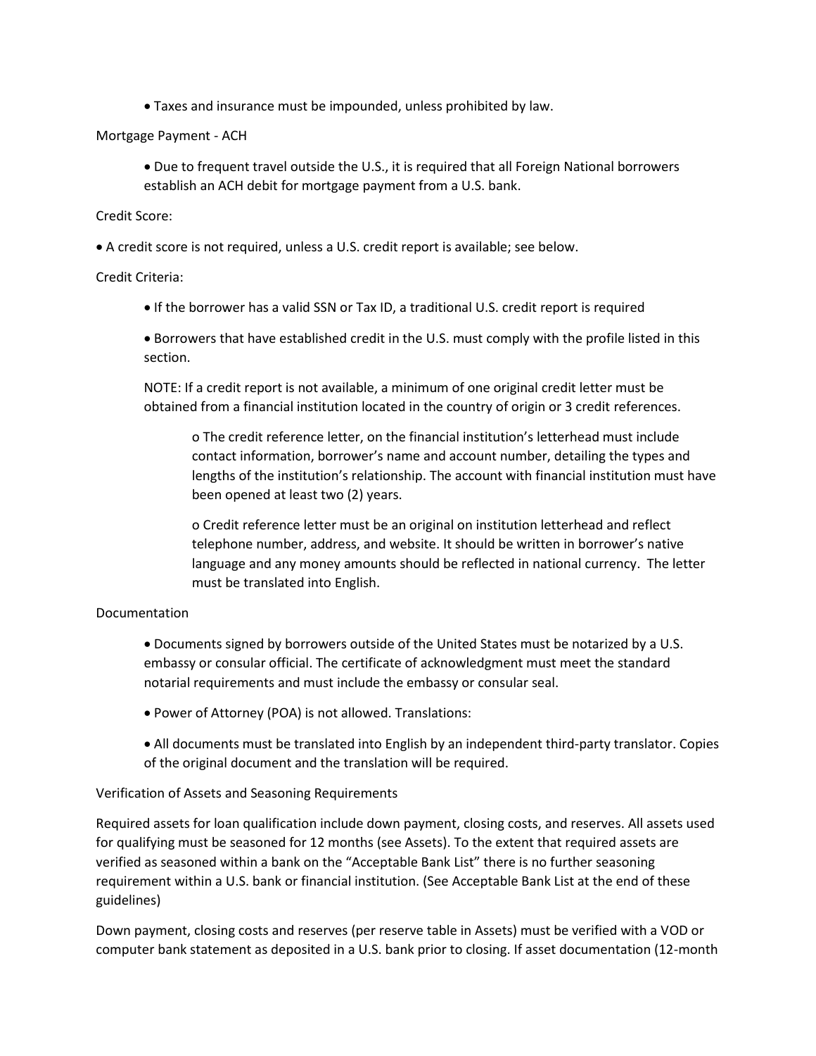- Taxes and insurance must be impounded, unless prohibited by law.

Mortgage Payment - ACH

- Due to frequent travel outside the U.S., it is required that all Foreign National borrowers establish an ACH debit for mortgage payment from a U.S. bank.

Credit Score:

- A credit score is not required, unless a U.S. credit report is available; see below.

Credit Criteria:

- If the borrower has a valid SSN or Tax ID, a traditional U.S. credit report is required
- Borrowers that have established credit in the U.S. must comply with the profile listed in this section.

NOTE: If a credit report is not available, a minimum of one original credit letter must be obtained from a financial institution located in the country of origin or 3 credit references.

- The credit reference letter, on the financial institution's letterhead must include contact information, borrower's name and account number, detailing the types and lengths of the institution's relationship. The account with financial institution must have been opened at least two (2) years.
- Credit reference letter must be an original on institution letterhead and reflect telephone number, address, and website. It should be written in borrower's native language and any money amounts should be reflected in national currency. The letter must be translated into English.

Documentation

- Documents signed by borrowers outside of the United States must be notarized by a U.S. embassy or consular official. The certificate of acknowledgment must meet the standard notarial requirements and must include the embassy or consular seal.
- Power of Attorney (POA) is not allowed. Translations:
- All documents must be translated into English by an independent third-party translator. Copies of the original document and the translation will be required.

Verification of Assets and Seasoning Requirements

Required assets for loan qualification include down payment, closing costs, and reserves. All assets used for qualifying must be seasoned for 12 months (see Assets). To the extent that required assets are verified as seasoned within a bank on the "Acceptable Bank List" there is no further seasoning requirement within a U.S. bank or financial institution. (See Acceptable Bank List at the end of these guidelines)

Down payment, closing costs and reserves (per reserve table in Assets) must be verified with a VOD or computer bank statement as deposited in a U.S. bank prior to closing. If asset documentation (12-month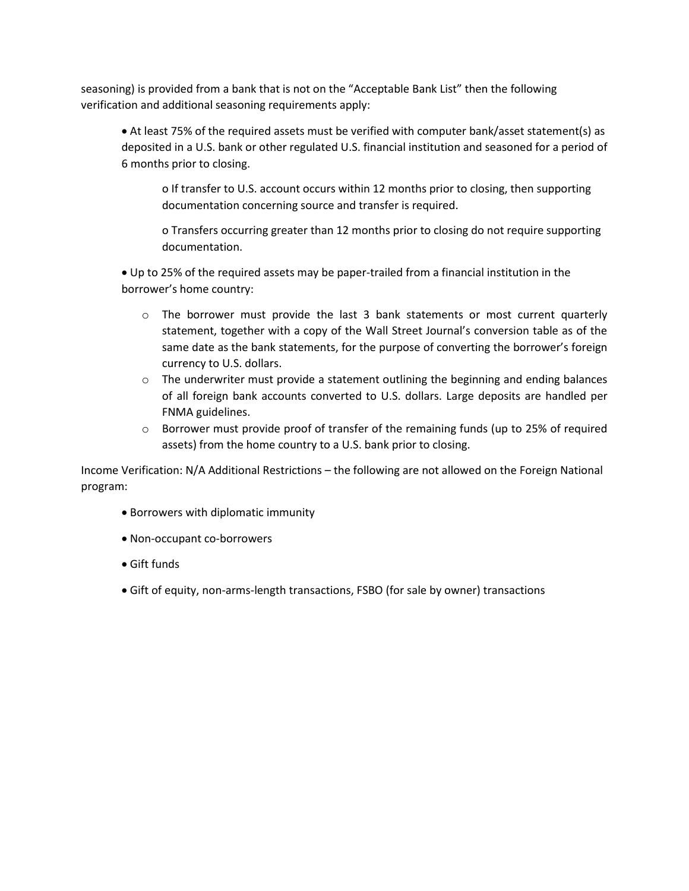seasoning) is provided from a bank that is not on the "Acceptable Bank List" then the following verification and additional seasoning requirements apply:

- At least 75% of the required assets must be verified with computer bank/asset statement(s) as deposited in a U.S. bank or other regulated U.S. financial institution and seasoned for a period of 6 months prior to closing.
    - If transfer to U.S. account occurs within 12 months prior to closing, then supporting documentation concerning source and transfer is required.
    - Transfers occurring greater than 12 months prior to closing do not require supporting documentation.
- Up to 25% of the required assets may be paper-trailed from a financial institution in the borrower's home country:
    - The borrower must provide the last 3 bank statements or most current quarterly statement, together with a copy of the Wall Street Journal's conversion table as of the same date as the bank statements, for the purpose of converting the borrower's foreign currency to U.S. dollars.
    - The underwriter must provide a statement outlining the beginning and ending balances of all foreign bank accounts converted to U.S. dollars. Large deposits are handled per FNMA guidelines.
    - Borrower must provide proof of transfer of the remaining funds (up to 25% of required assets) from the home country to a U.S. bank prior to closing.

Income Verification: N/A Additional Restrictions – the following are not allowed on the Foreign National program:

- Borrowers with diplomatic immunity
- Non-occupant co-borrowers
- Gift funds
- Gift of equity, non-arms-length transactions, FSBO (for sale by owner) transactions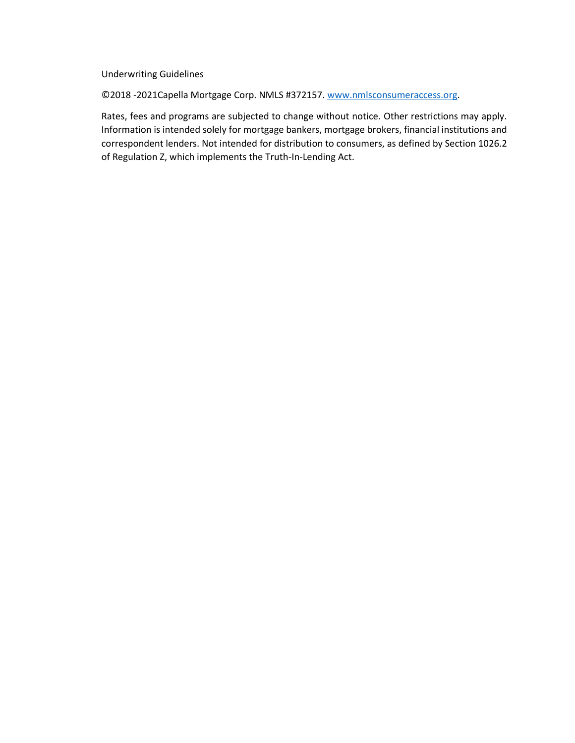Underwriting Guidelines

©2018 -2021Capella Mortgage Corp. NMLS #372157. [www.nmlsconsumeraccess.org](http://www.nmlsconsumeraccess.org).

Rates, fees and programs are subjected to change without notice. Other restrictions may apply. Information is intended solely for mortgage bankers, mortgage brokers, financial institutions and correspondent lenders. Not intended for distribution to consumers, as defined by Section 1026.2 of Regulation Z, which implements the Truth-In-Lending Act.